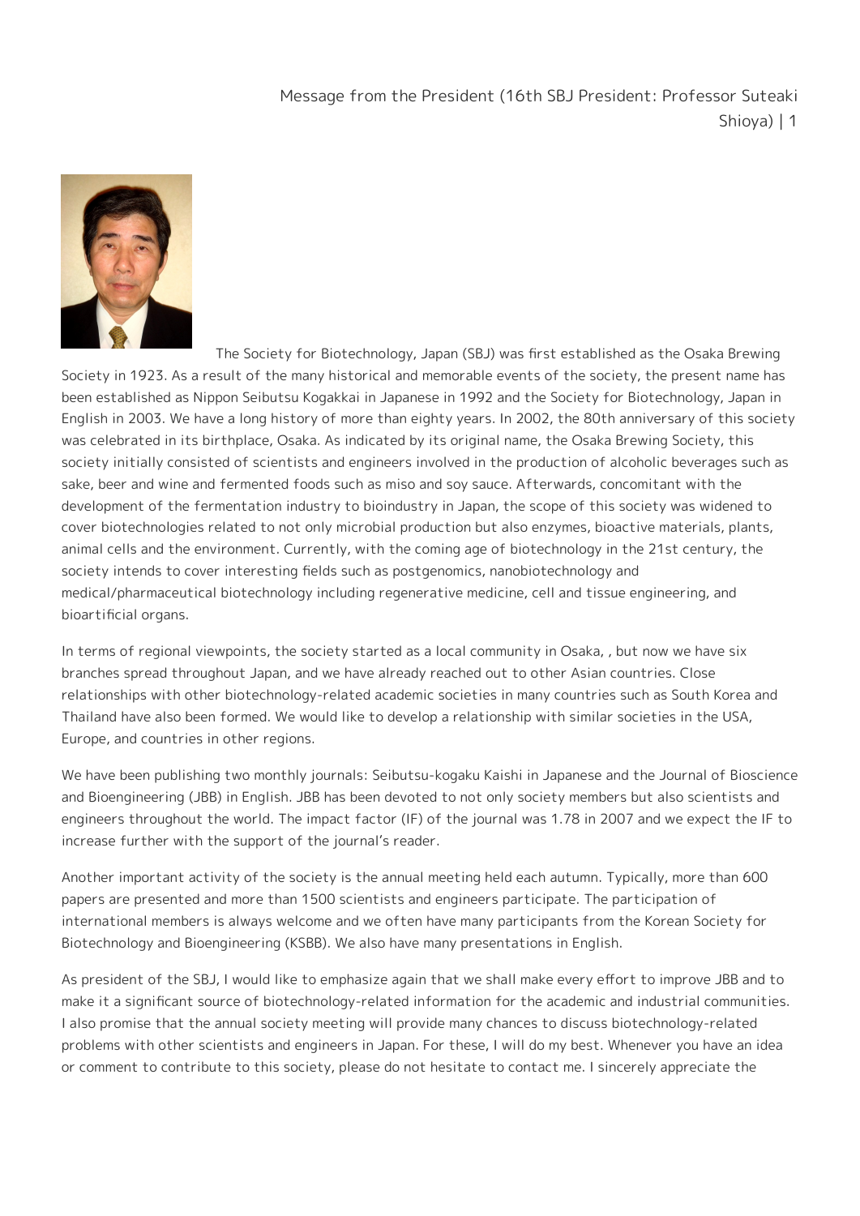# Message from the President (16th SBJ President: Professor Suteaki Shioya) | 1

The Society for Biotechnology, Japan (SBJ) was first established as the Osaka Brewing Society in 1923. As a result of the many historical and memorable events of the society, the present name has been established as Nippon Seibutsu Kogakkai in Japanese in 1992 and the Society for Biotechnology, Japan in English in 2003. We have a long history of more than eighty years. In 2002, the 80th anniversary of this society was celebrated in its birthplace, Osaka. As indicated by its original name, the Osaka Brewing Society, this society initially consisted of scientists and engineers involved in the production of alcoholic beverages such as sake, beer and wine and fermented foods such as miso and soy sauce. Afterwards, concomitant with the development of the fermentation industry to bioindustry in Japan, the scope of this society was widened to cover biotechnologies related to not only microbial production but also enzymes, bioactive materials, plants, animal cells and the environment. Currently, with the coming age of biotechnology in the 21st century, the society intends to cover interesting fields such as postgenomics, nanobiotechnology and medical/pharmaceutical biotechnology including regenerative medicine, cell and tissue engineering, and bioartificial organs.

In terms of regional viewpoints, the society started as a local community in Osaka, , but now we have six branches spread throughout Japan, and we have already reached out to other Asian countries. Close relationships with other biotechnology-related academic societies in many countries such as South Korea and Thailand have also been formed. We would like to develop a relationship with similar societies in the USA, Europe, and countries in other regions.

We have been publishing two monthly journals: Seibutsu-kogaku Kaishi in Japanese and the Journal of Bioscience and Bioengineering (JBB) in English. JBB has been devoted to not only society members but also scientists and engineers throughout the world. The impact factor (IF) of the journal was 1.78 in 2007 and we expect the IF to increase further with the support of the journal's reader.

Another important activity of the society is the annual meeting held each autumn. Typically, more than 600 papers are presented and more than 1500 scientists and engineers participate. The participation of international members is always welcome and we often have many participants from the Korean Society for Biotechnology and Bioengineering (KSBB). We also have many presentations in English.

As president of the SBJ, I would like to emphasize again that we shall make every effort to improve JBB and to make it a significant source of biotechnology-related information for the academic and industrial communities. I also promise that the annual society meeting will provide many chances to discuss biotechnology-related problems with other scientists and engineers in Japan. For these, I will do my best. Whenever you have an idea or comment to contribute to this society, please do not hesitate to contact me. I sincerely appreciate the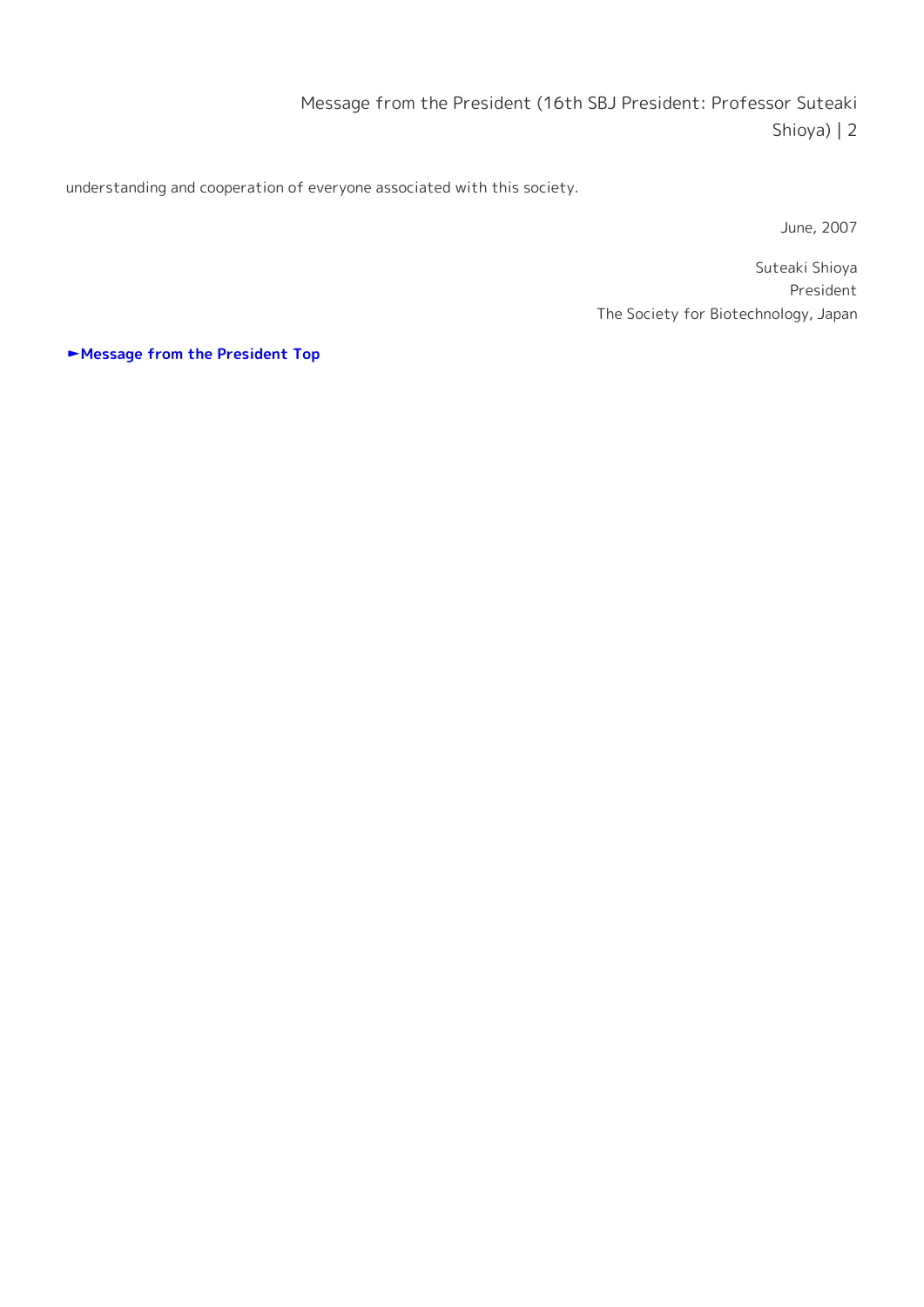understanding and cooperation of everyone associated with this society.

June, 2007

Suteaki Shioya
President
The Society for Biotechnology, Japan

**►Message from the President Top**